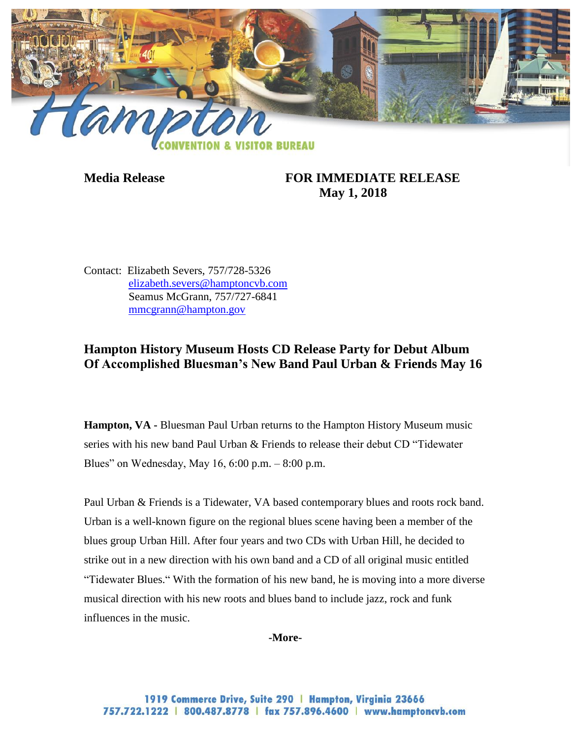Hampton CONVENTION & VISITOR BUREAU

**Media Release** **FOR IMMEDIATE RELEASE**
**May 1, 2018**

Contact: Elizabeth Severs, 757/728-5326
elizabeth.severs@hamptoncvb.com
Seamus McGrann, 757/727-6841
mmcgrann@hampton.gov

## Hampton History Museum Hosts CD Release Party for Debut Album Of Accomplished Bluesman's New Band Paul Urban & Friends May 16

**Hampton, VA -** Bluesman Paul Urban returns to the Hampton History Museum music series with his new band Paul Urban & Friends to release their debut CD "Tidewater Blues" on Wednesday, May 16, 6:00 p.m. – 8:00 p.m.

Paul Urban & Friends is a Tidewater, VA based contemporary blues and roots rock band. Urban is a well-known figure on the regional blues scene having been a member of the blues group Urban Hill. After four years and two CDs with Urban Hill, he decided to strike out in a new direction with his own band and a CD of all original music entitled "Tidewater Blues." With the formation of his new band, he is moving into a more diverse musical direction with his new roots and blues band to include jazz, rock and funk influences in the music.

**-More-**

1919 Commerce Drive, Suite 290 | Hampton, Virginia 23666
757.722.1222 | 800.487.8778 | fax 757.896.4600 | www.hamptoncvb.com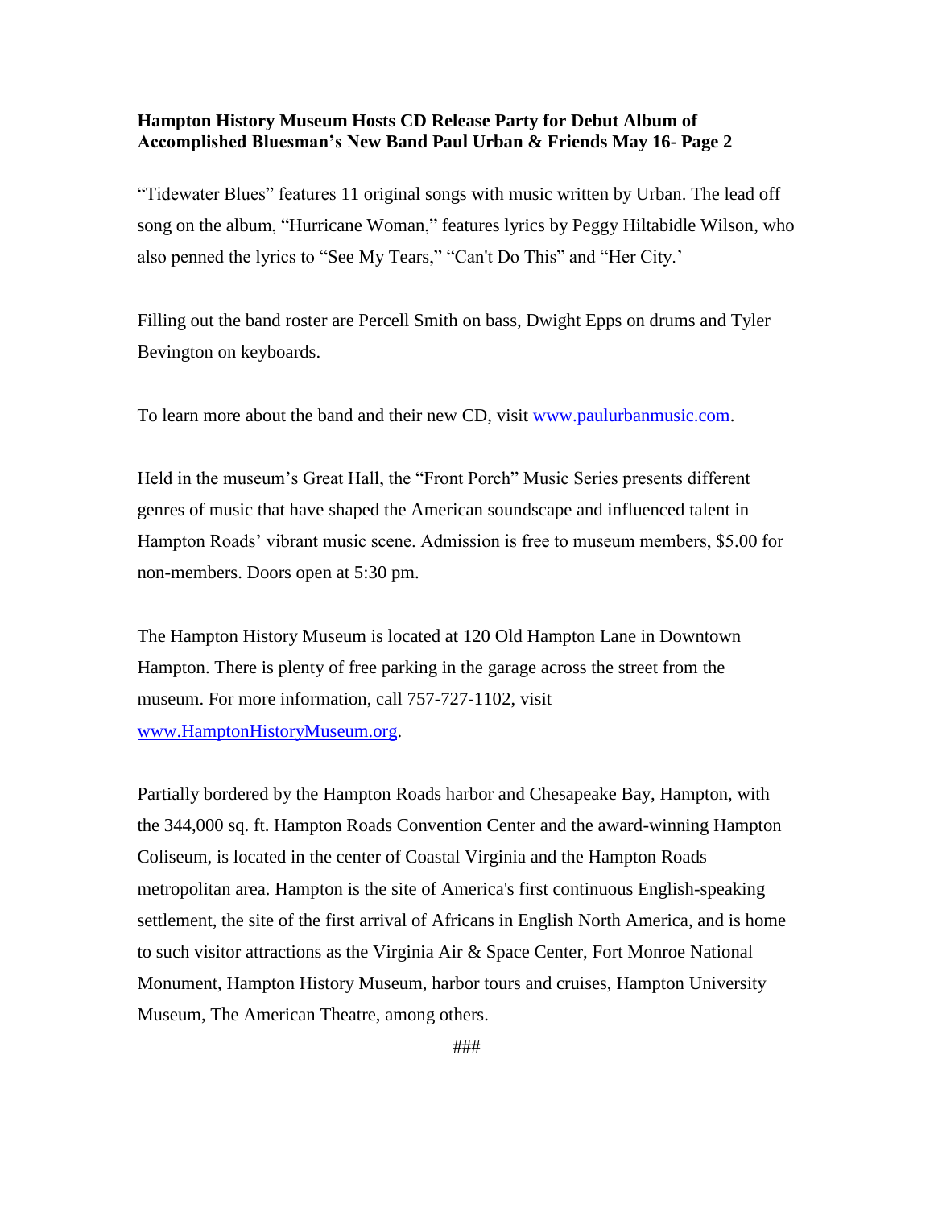**Hampton History Museum Hosts CD Release Party for Debut Album of Accomplished Bluesman's New Band Paul Urban & Friends May 16- Page 2**

"Tidewater Blues" features 11 original songs with music written by Urban. The lead off song on the album, "Hurricane Woman," features lyrics by Peggy Hiltabidle Wilson, who also penned the lyrics to "See My Tears," "Can't Do This" and "Her City.'

Filling out the band roster are Percell Smith on bass, Dwight Epps on drums and Tyler Bevington on keyboards.

To learn more about the band and their new CD, visit www.paulurbanmusic.com.

Held in the museum's Great Hall, the "Front Porch" Music Series presents different genres of music that have shaped the American soundscape and influenced talent in Hampton Roads' vibrant music scene. Admission is free to museum members, $5.00 for non-members. Doors open at 5:30 pm.

The Hampton History Museum is located at 120 Old Hampton Lane in Downtown Hampton. There is plenty of free parking in the garage across the street from the museum. For more information, call 757-727-1102, visit www.HamptonHistoryMuseum.org.

Partially bordered by the Hampton Roads harbor and Chesapeake Bay, Hampton, with the 344,000 sq. ft. Hampton Roads Convention Center and the award-winning Hampton Coliseum, is located in the center of Coastal Virginia and the Hampton Roads metropolitan area. Hampton is the site of America's first continuous English-speaking settlement, the site of the first arrival of Africans in English North America, and is home to such visitor attractions as the Virginia Air & Space Center, Fort Monroe National Monument, Hampton History Museum, harbor tours and cruises, Hampton University Museum, The American Theatre, among others.

###